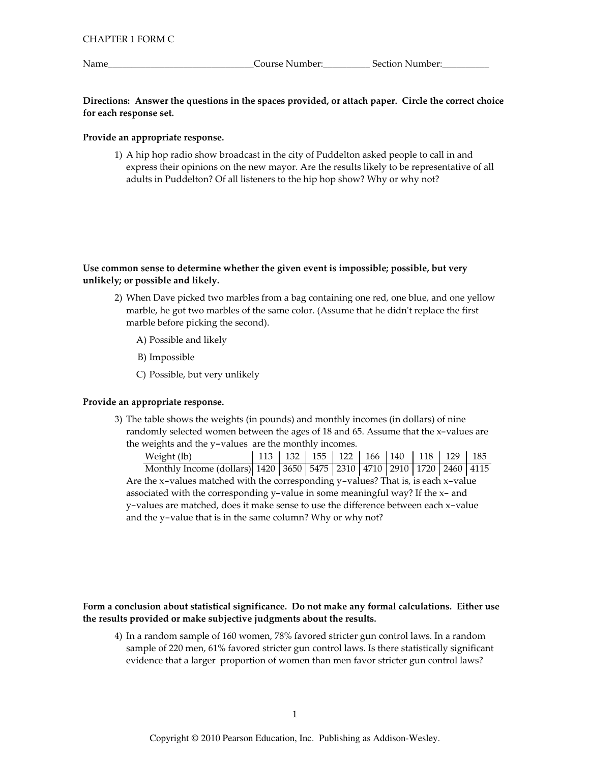CHAPTER 1 FORM C

Name______________________________Course Number:__________ Section Number:__________

**Directions: Answer the questions in the spaces provided, or attach paper. Circle the correct choice for each response set.**

**Provide an appropriate response.**

1) A hip hop radio show broadcast in the city of Puddelton asked people to call in and express their opinions on the new mayor. Are the results likely to be representative of all adults in Puddelton? Of all listeners to the hip hop show? Why or why not?

**Use common sense to determine whether the given event is impossible; possible, but very unlikely; or possible and likely.**

2) When Dave picked two marbles from a bag containing one red, one blue, and one yellow marble, he got two marbles of the same color. (Assume that he didn't replace the first marble before picking the second).

   A) Possible and likely

   B) Impossible

   C) Possible, but very unlikely

**Provide an appropriate response.**

3) The table shows the weights (in pounds) and monthly incomes (in dollars) of nine randomly selected women between the ages of 18 and 65. Assume that the x-values are the weights and the y-values are the monthly incomes.

| Weight (lb) | 113 | 132 | 155 | 122 | 166 | 140 | 118 | 129 | 185 |
|---|---|---|---|---|---|---|---|---|---|
| Monthly Income (dollars) | 1420 | 3650 | 5475 | 2310 | 4710 | 2910 | 1720 | 2460 | 4115 |

Are the x-values matched with the corresponding y-values? That is, is each x-value associated with the corresponding y-value in some meaningful way? If the x- and y-values are matched, does it make sense to use the difference between each x-value and the y-value that is in the same column? Why or why not?

**Form a conclusion about statistical significance. Do not make any formal calculations. Either use the results provided or make subjective judgments about the results.**

4) In a random sample of 160 women, 78% favored stricter gun control laws. In a random sample of 220 men, 61% favored stricter gun control laws. Is there statistically significant evidence that a larger proportion of women than men favor stricter gun control laws?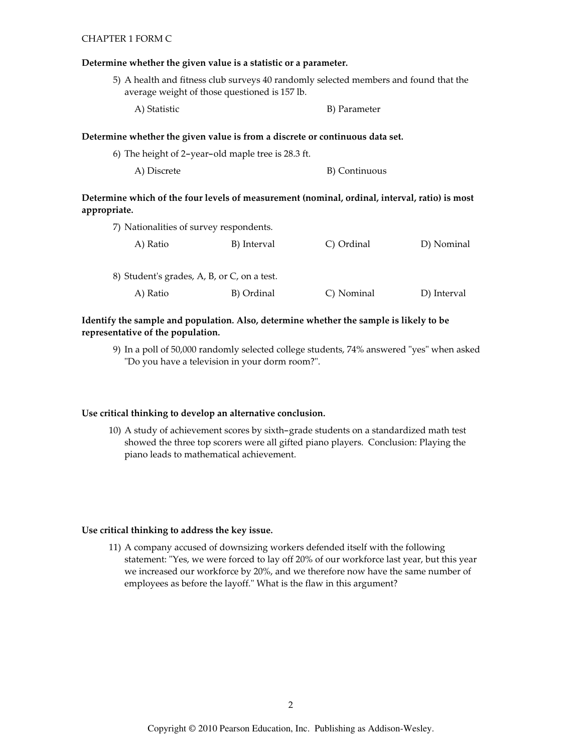CHAPTER 1 FORM C

**Determine whether the given value is a statistic or a parameter.**

5) A health and fitness club surveys 40 randomly selected members and found that the average weight of those questioned is 157 lb.

A) Statistic  B) Parameter

**Determine whether the given value is from a discrete or continuous data set.**

6) The height of 2–year–old maple tree is 28.3 ft.

A) Discrete  B) Continuous

**Determine which of the four levels of measurement (nominal, ordinal, interval, ratio) is most appropriate.**

7) Nationalities of survey respondents.

A) Ratio  B) Interval  C) Ordinal  D) Nominal

8) Student's grades, A, B, or C, on a test.

A) Ratio  B) Ordinal  C) Nominal  D) Interval

**Identify the sample and population. Also, determine whether the sample is likely to be representative of the population.**

9) In a poll of 50,000 randomly selected college students, 74% answered "yes" when asked "Do you have a television in your dorm room?".

**Use critical thinking to develop an alternative conclusion.**

10) A study of achievement scores by sixth–grade students on a standardized math test showed the three top scorers were all gifted piano players. Conclusion: Playing the piano leads to mathematical achievement.

**Use critical thinking to address the key issue.**

11) A company accused of downsizing workers defended itself with the following statement: "Yes, we were forced to lay off 20% of our workforce last year, but this year we increased our workforce by 20%, and we therefore now have the same number of employees as before the layoff." What is the flaw in this argument?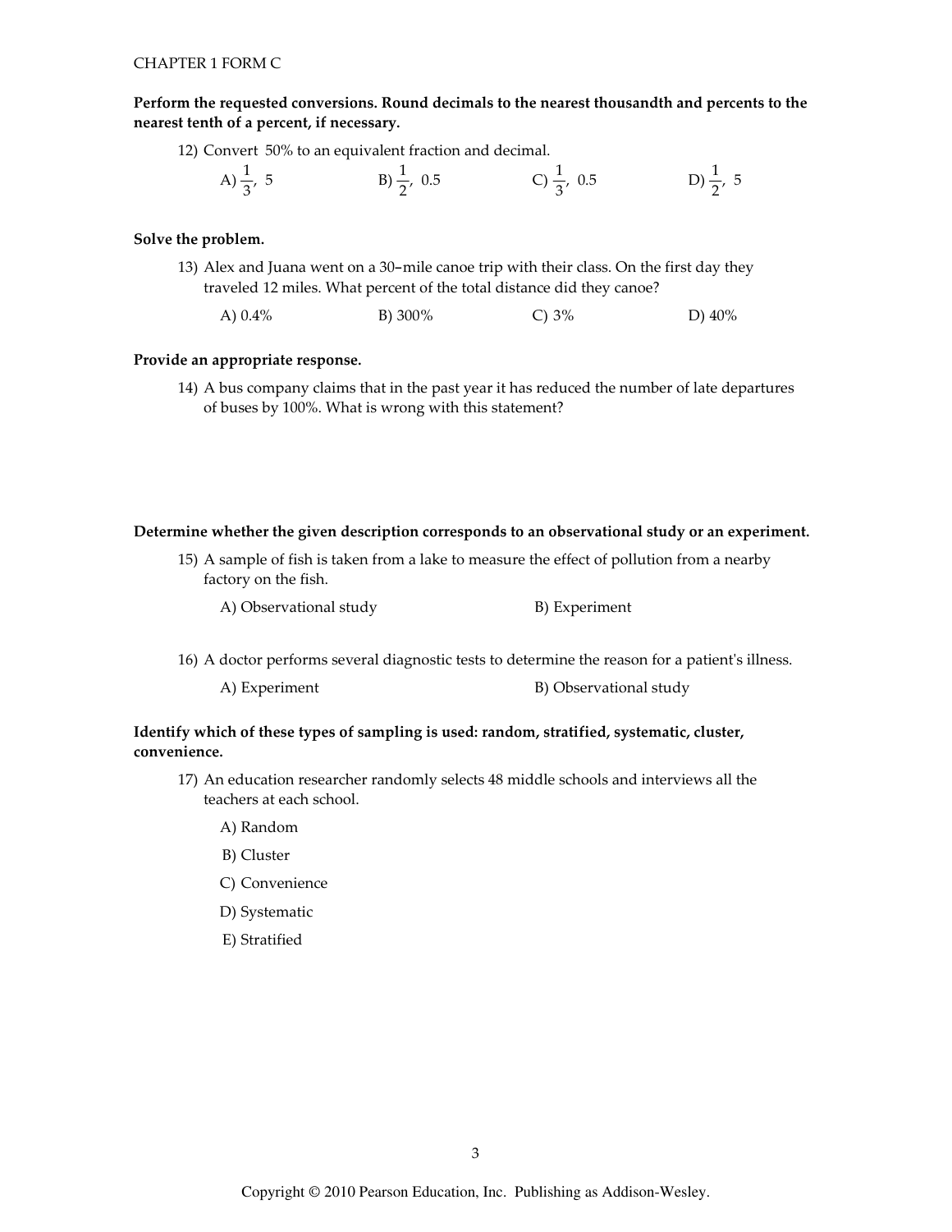**Perform the requested conversions. Round decimals to the nearest thousandth and percents to the nearest tenth of a percent, if necessary.**

12) Convert 50% to an equivalent fraction and decimal.

A) $\frac{1}{3}$, 5 B) $\frac{1}{2}$, 0.5 C) $\frac{1}{3}$, 0.5 D) $\frac{1}{2}$, 5

**Solve the problem.**

13) Alex and Juana went on a 30–mile canoe trip with their class. On the first day they traveled 12 miles. What percent of the total distance did they canoe?

A) 0.4% B) 300% C) 3% D) 40%

**Provide an appropriate response.**

14) A bus company claims that in the past year it has reduced the number of late departures of buses by 100%. What is wrong with this statement?

**Determine whether the given description corresponds to an observational study or an experiment.**

15) A sample of fish is taken from a lake to measure the effect of pollution from a nearby factory on the fish.

A) Observational study B) Experiment

16) A doctor performs several diagnostic tests to determine the reason for a patient's illness.

A) Experiment B) Observational study

**Identify which of these types of sampling is used: random, stratified, systematic, cluster, convenience.**

17) An education researcher randomly selects 48 middle schools and interviews all the teachers at each school.

A) Random

B) Cluster

C) Convenience

D) Systematic

E) Stratified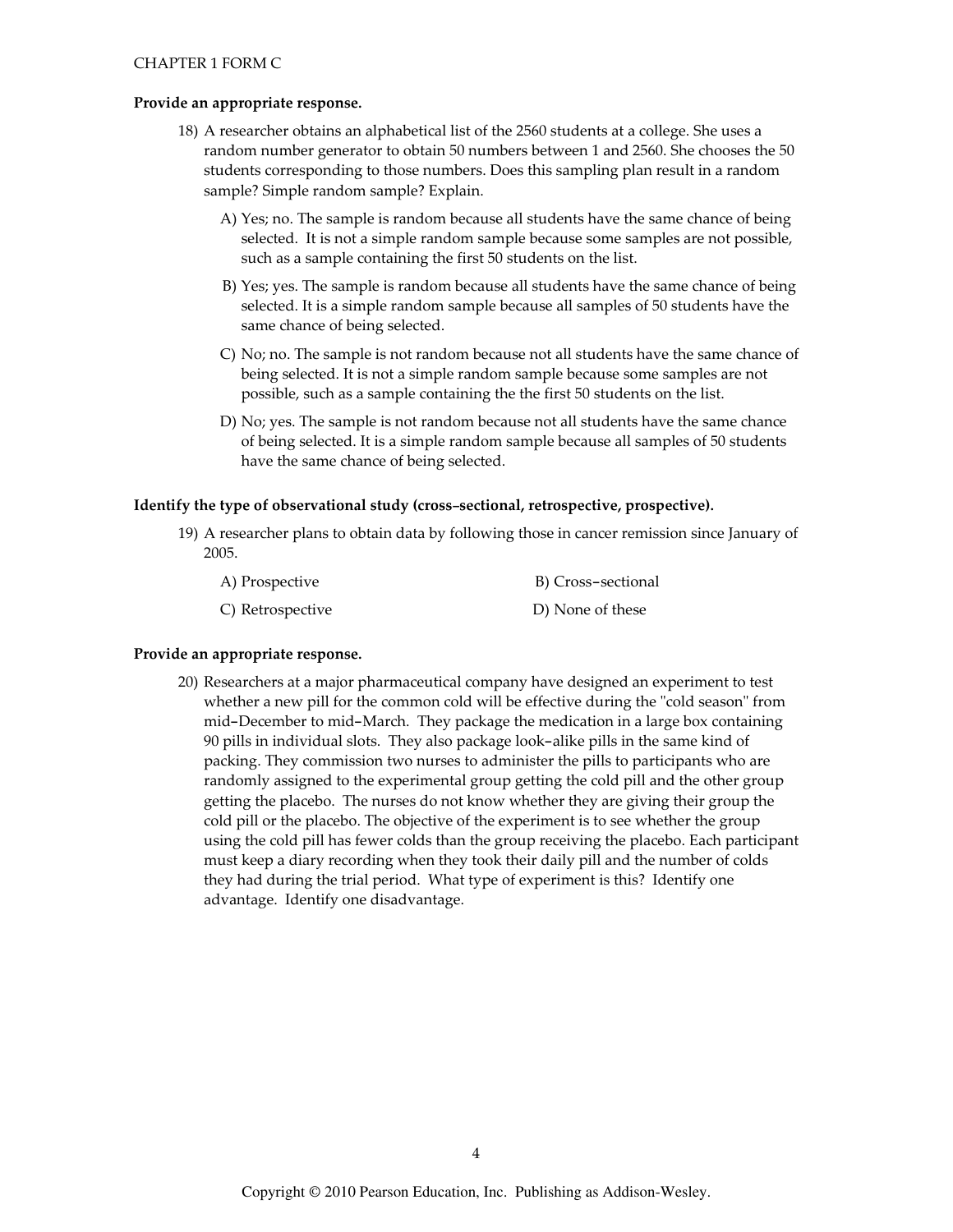**Provide an appropriate response.**

18) A researcher obtains an alphabetical list of the 2560 students at a college. She uses a random number generator to obtain 50 numbers between 1 and 2560. She chooses the 50 students corresponding to those numbers. Does this sampling plan result in a random sample? Simple random sample? Explain.

A) Yes; no. The sample is random because all students have the same chance of being selected. It is not a simple random sample because some samples are not possible, such as a sample containing the first 50 students on the list.

B) Yes; yes. The sample is random because all students have the same chance of being selected. It is a simple random sample because all samples of 50 students have the same chance of being selected.

C) No; no. The sample is not random because not all students have the same chance of being selected. It is not a simple random sample because some samples are not possible, such as a sample containing the the first 50 students on the list.

D) No; yes. The sample is not random because not all students have the same chance of being selected. It is a simple random sample because all samples of 50 students have the same chance of being selected.

**Identify the type of observational study (cross-sectional, retrospective, prospective).**

19) A researcher plans to obtain data by following those in cancer remission since January of 2005.

A) Prospective
B) Cross-sectional
C) Retrospective
D) None of these

**Provide an appropriate response.**

20) Researchers at a major pharmaceutical company have designed an experiment to test whether a new pill for the common cold will be effective during the "cold season" from mid-December to mid-March. They package the medication in a large box containing 90 pills in individual slots. They also package look-alike pills in the same kind of packing. They commission two nurses to administer the pills to participants who are randomly assigned to the experimental group getting the cold pill and the other group getting the placebo. The nurses do not know whether they are giving their group the cold pill or the placebo. The objective of the experiment is to see whether the group using the cold pill has fewer colds than the group receiving the placebo. Each participant must keep a diary recording when they took their daily pill and the number of colds they had during the trial period. What type of experiment is this? Identify one advantage. Identify one disadvantage.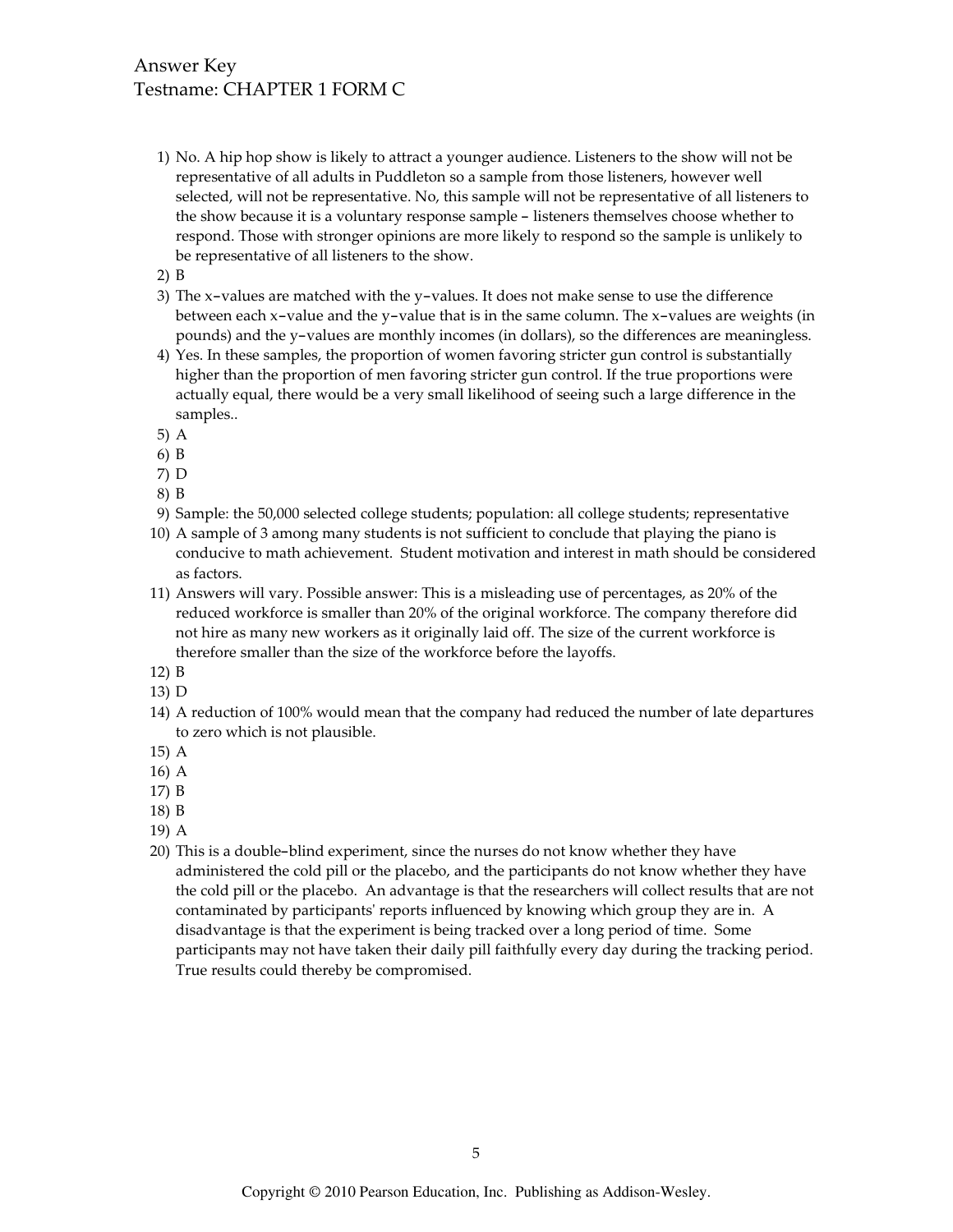Answer Key
Testname: CHAPTER 1 FORM C

1) No. A hip hop show is likely to attract a younger audience. Listeners to the show will not be representative of all adults in Puddleton so a sample from those listeners, however well selected, will not be representative. No, this sample will not be representative of all listeners to the show because it is a voluntary response sample – listeners themselves choose whether to respond. Those with stronger opinions are more likely to respond so the sample is unlikely to be representative of all listeners to the show.
2) B
3) The x–values are matched with the y–values. It does not make sense to use the difference between each x–value and the y–value that is in the same column. The x–values are weights (in pounds) and the y–values are monthly incomes (in dollars), so the differences are meaningless.
4) Yes. In these samples, the proportion of women favoring stricter gun control is substantially higher than the proportion of men favoring stricter gun control. If the true proportions were actually equal, there would be a very small likelihood of seeing such a large difference in the samples..
5) A
6) B
7) D
8) B
9) Sample: the 50,000 selected college students; population: all college students; representative
10) A sample of 3 among many students is not sufficient to conclude that playing the piano is conducive to math achievement. Student motivation and interest in math should be considered as factors.
11) Answers will vary. Possible answer: This is a misleading use of percentages, as 20% of the reduced workforce is smaller than 20% of the original workforce. The company therefore did not hire as many new workers as it originally laid off. The size of the current workforce is therefore smaller than the size of the workforce before the layoffs.
12) B
13) D
14) A reduction of 100% would mean that the company had reduced the number of late departures to zero which is not plausible.
15) A
16) A
17) B
18) B
19) A
20) This is a double–blind experiment, since the nurses do not know whether they have administered the cold pill or the placebo, and the participants do not know whether they have the cold pill or the placebo. An advantage is that the researchers will collect results that are not contaminated by participants' reports influenced by knowing which group they are in. A disadvantage is that the experiment is being tracked over a long period of time. Some participants may not have taken their daily pill faithfully every day during the tracking period. True results could thereby be compromised.

Copyright © 2010 Pearson Education, Inc. Publishing as Addison-Wesley.